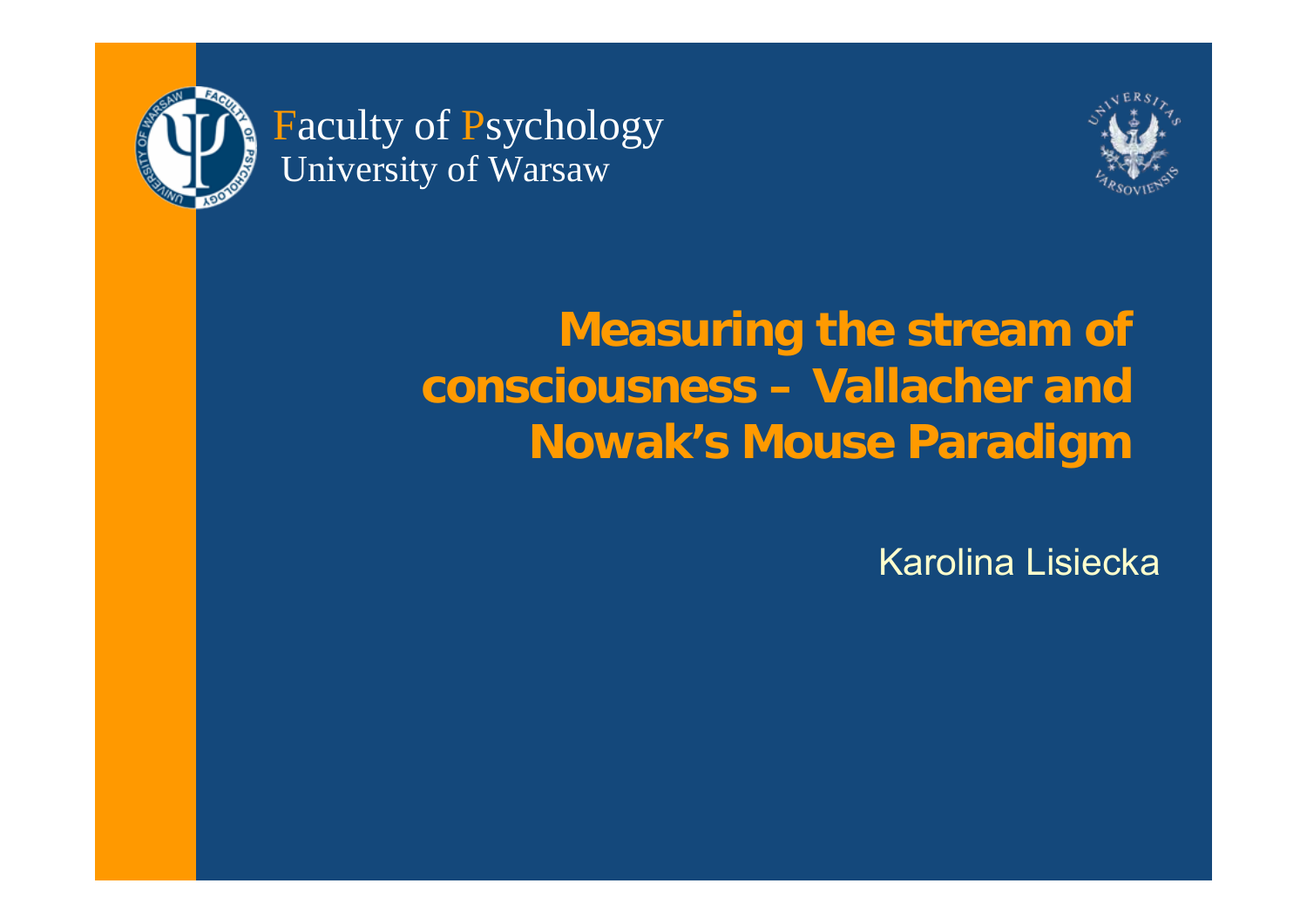Faculty of Psychology
University of Warsaw

# Measuring the stream of consciousness – Vallacher and Nowak's Mouse Paradigm

Karolina Lisiecka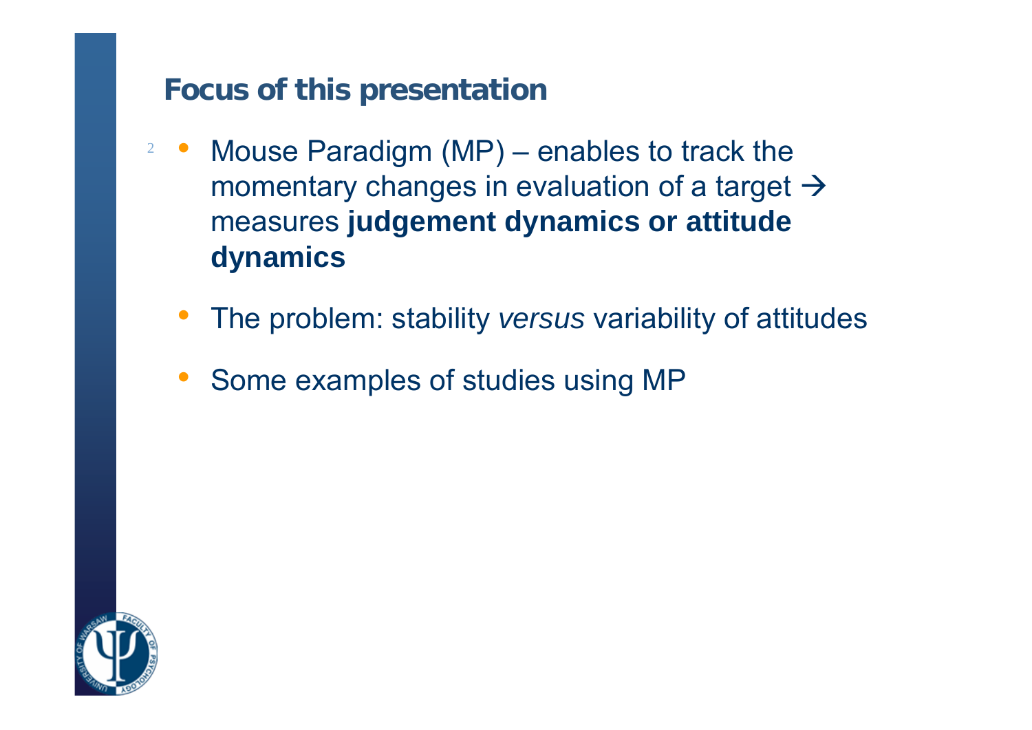## Focus of this presentation

- Mouse Paradigm (MP) – enables to track the momentary changes in evaluation of a target → measures **judgement dynamics or attitude dynamics**
- The problem: stability *versus* variability of attitudes
- Some examples of studies using MP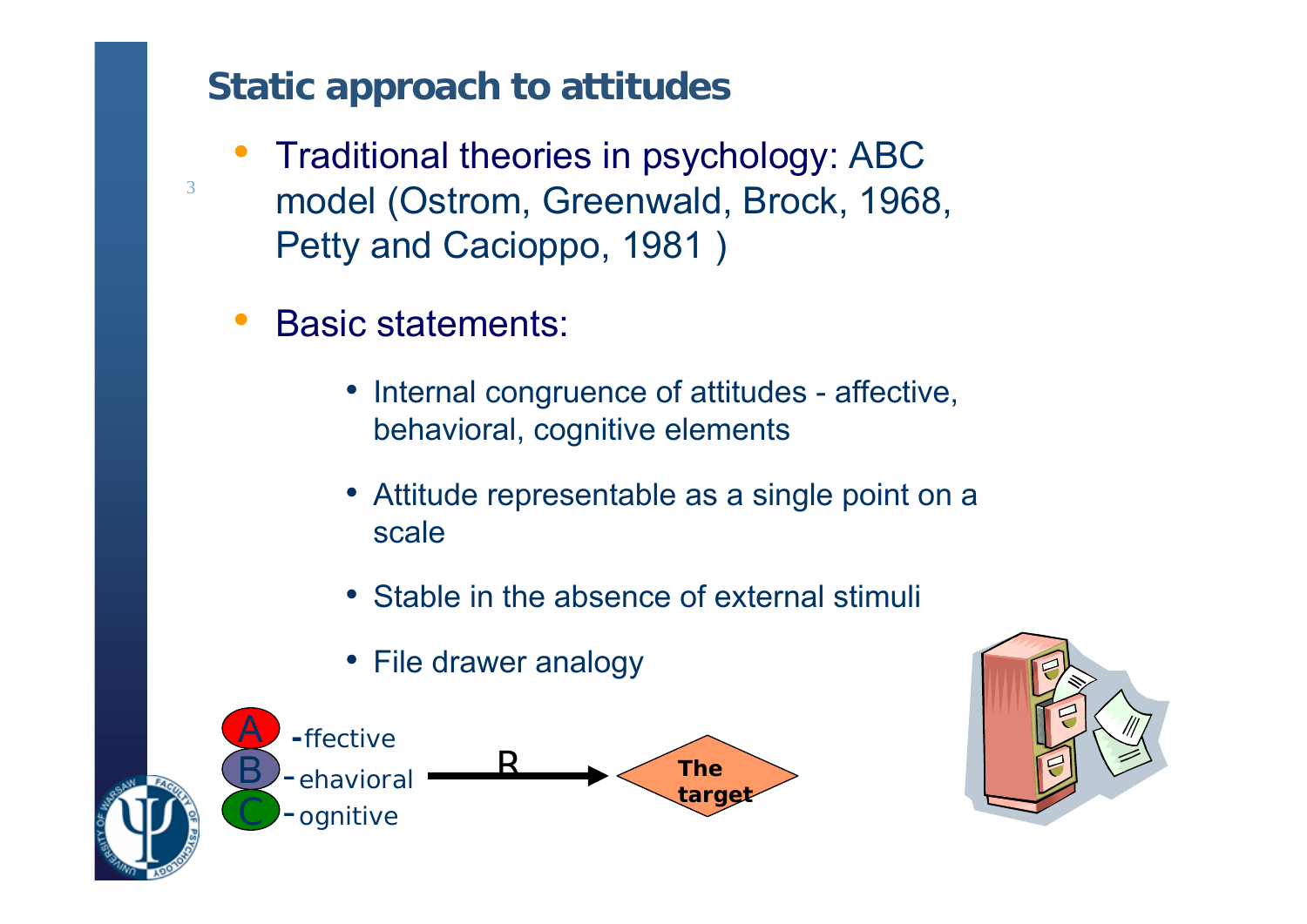## Static approach to attitudes

- Traditional theories in psychology: ABC model (Ostrom, Greenwald, Brock, 1968, Petty and Cacioppo, 1981 )
- Basic statements:
  - Internal congruence of attitudes - affective, behavioral, cognitive elements
  - Attitude representable as a single point on a scale
  - Stable in the absence of external stimuli
  - File drawer analogy

A -ffective
B -ehavioral
C -ognitive

R → The target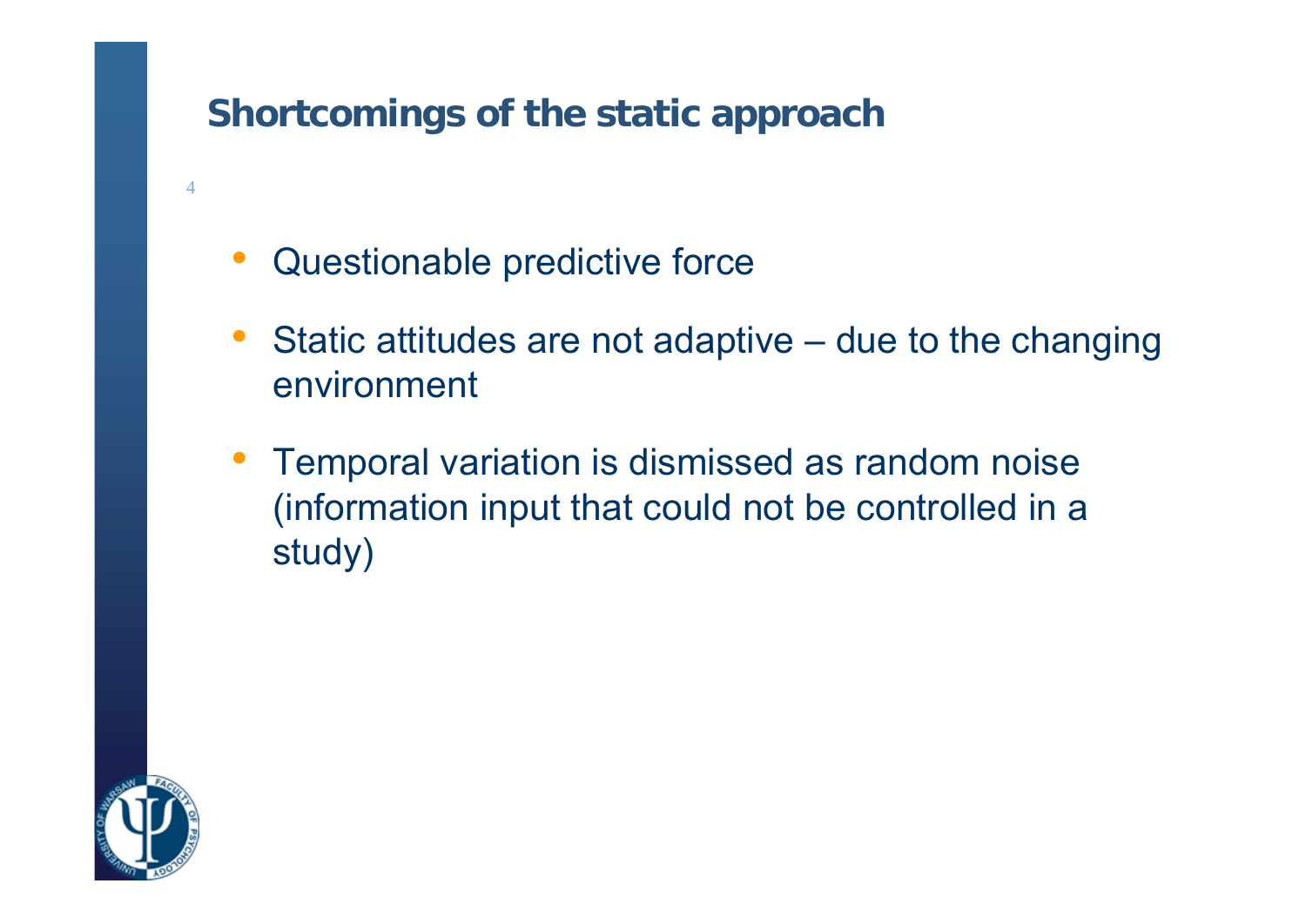# Shortcomings of the static approach

- Questionable predictive force
- Static attitudes are not adaptive – due to the changing environment
- Temporal variation is dismissed as random noise (information input that could not be controlled in a study)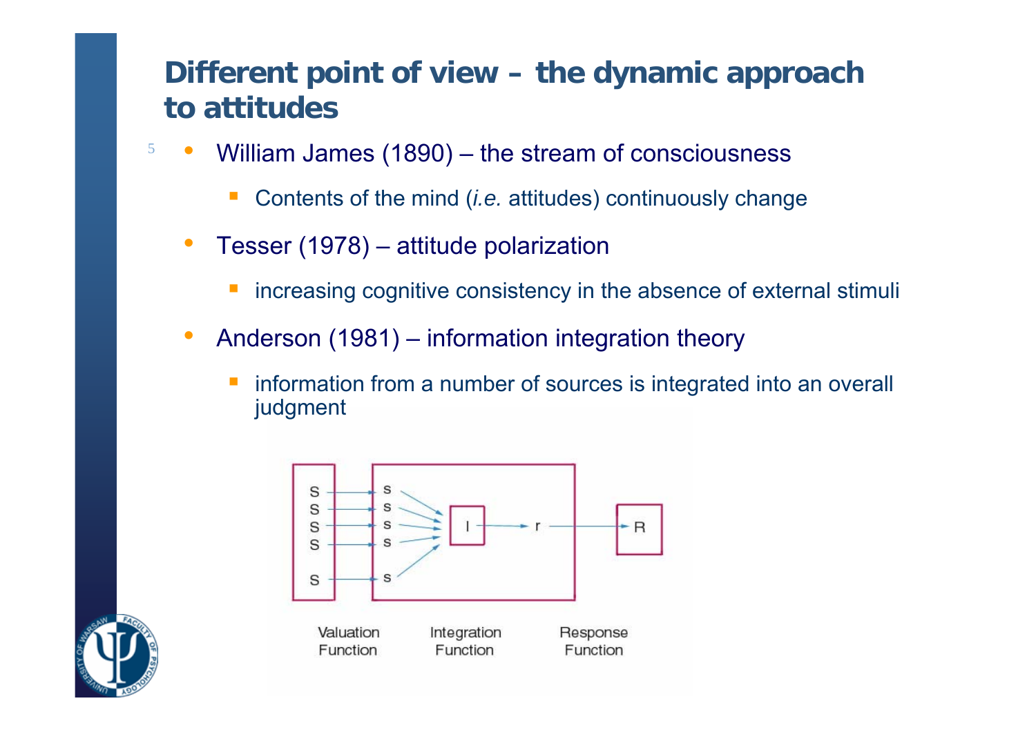# Different point of view – the dynamic approach to attitudes

- William James (1890) – the stream of consciousness
  - Contents of the mind (*i.e.* attitudes) continuously change
- Tesser (1978) – attitude polarization
  - increasing cognitive consistency in the absence of external stimuli
- Anderson (1981) – information integration theory
  - information from a number of sources is integrated into an overall judgment

Valuation Function — Integration Function — Response Function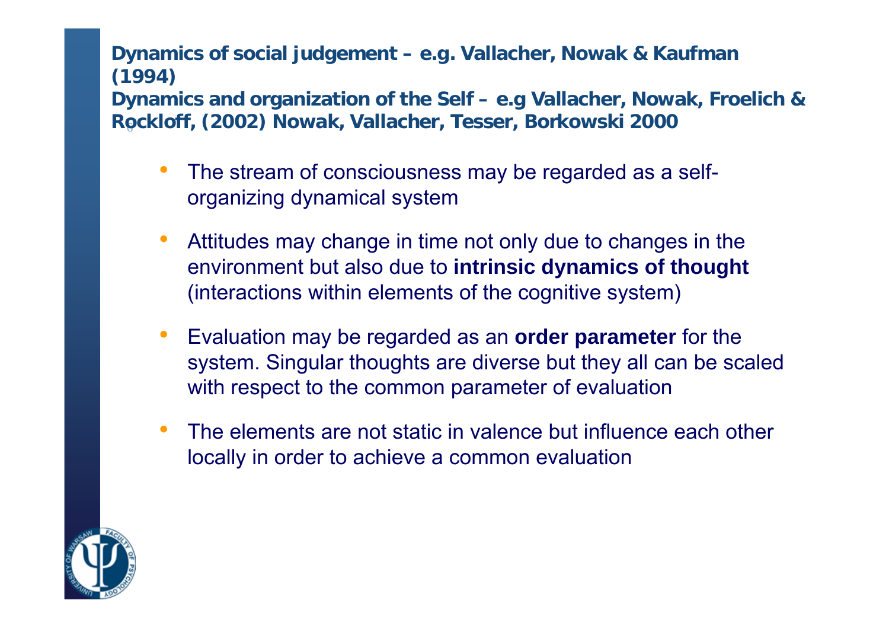**Dynamics of social judgement – e.g. Vallacher, Nowak & Kaufman (1994)**
**Dynamics and organization of the Self – e.g Vallacher, Nowak, Froelich & Rockloff, (2002) Nowak, Vallacher, Tesser, Borkowski 2000**

- The stream of consciousness may be regarded as a self-organizing dynamical system
- Attitudes may change in time not only due to changes in the environment but also due to **intrinsic dynamics of thought** (interactions within elements of the cognitive system)
- Evaluation may be regarded as an **order parameter** for the system. Singular thoughts are diverse but they all can be scaled with respect to the common parameter of evaluation
- The elements are not static in valence but influence each other locally in order to achieve a common evaluation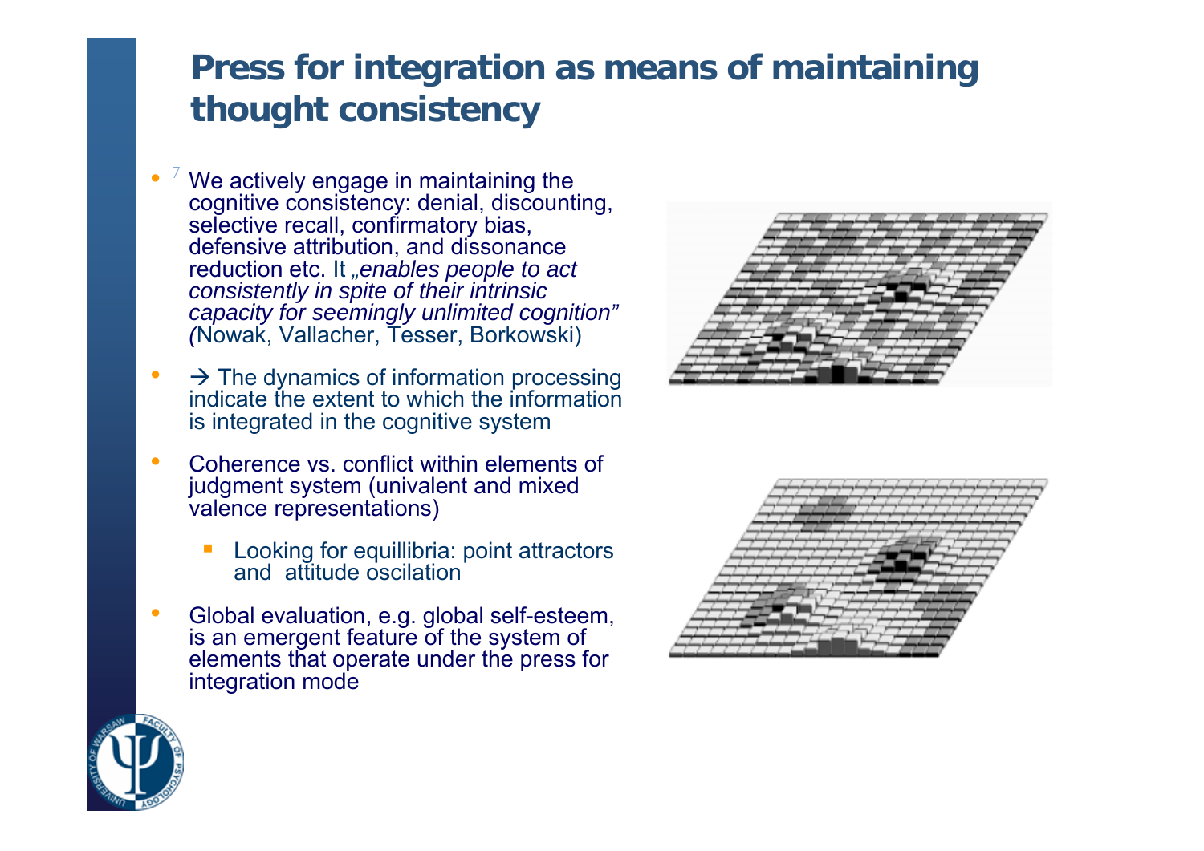# Press for integration as means of maintaining thought consistency

- We actively engage in maintaining the cognitive consistency: denial, discounting, selective recall, confirmatory bias, defensive attribution, and dissonance reduction etc. It *„enables people to act consistently in spite of their intrinsic capacity for seemingly unlimited cognition" (*Nowak, Vallacher, Tesser, Borkowski)
- → The dynamics of information processing indicate the extent to which the information is integrated in the cognitive system
- Coherence vs. conflict within elements of judgment system (univalent and mixed valence representations)
  - Looking for equillibria: point attractors and attitude oscilation
- Global evaluation, e.g. global self-esteem, is an emergent feature of the system of elements that operate under the press for integration mode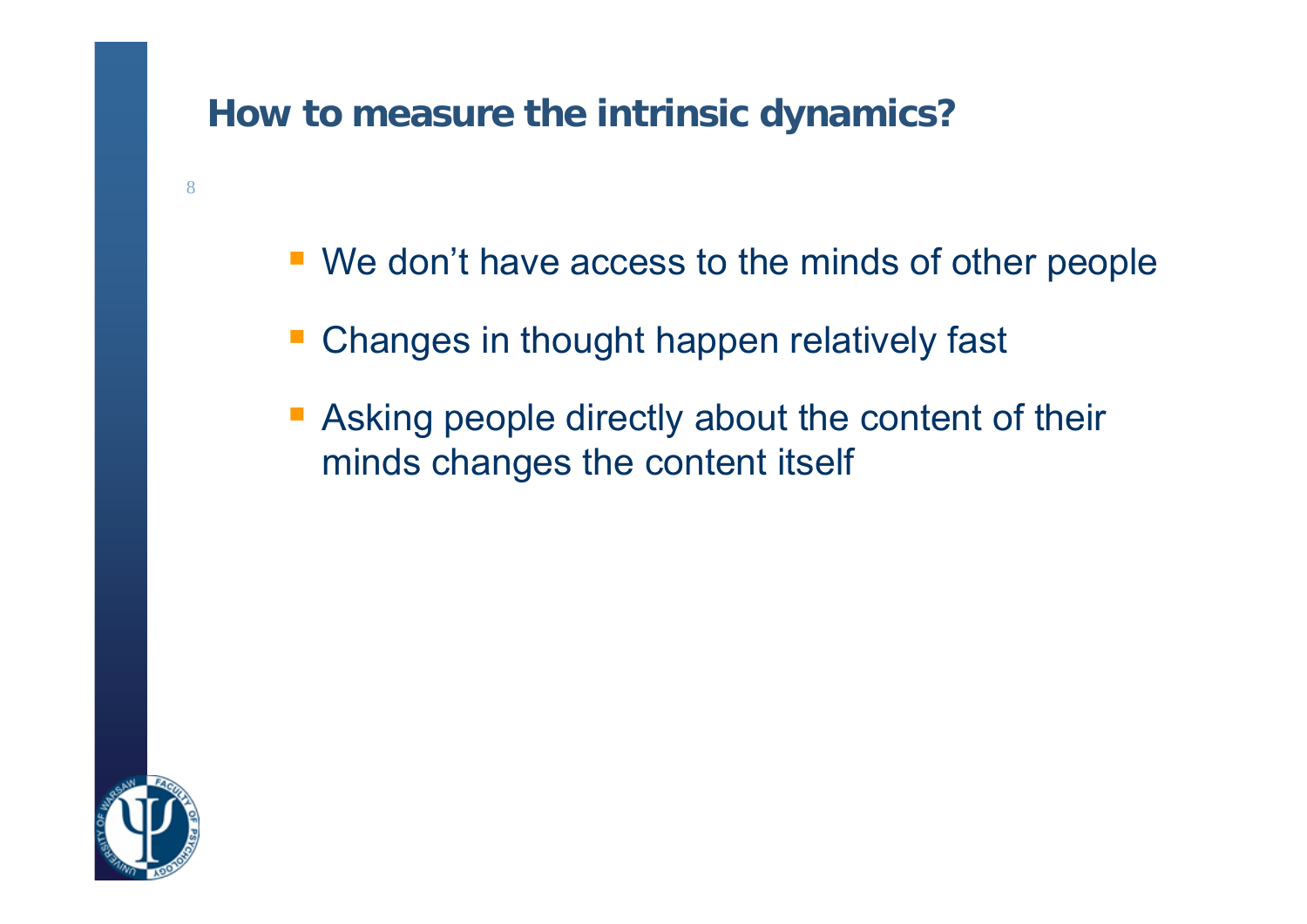## How to measure the intrinsic dynamics?

- We don’t have access to the minds of other people
- Changes in thought happen relatively fast
- Asking people directly about the content of their minds changes the content itself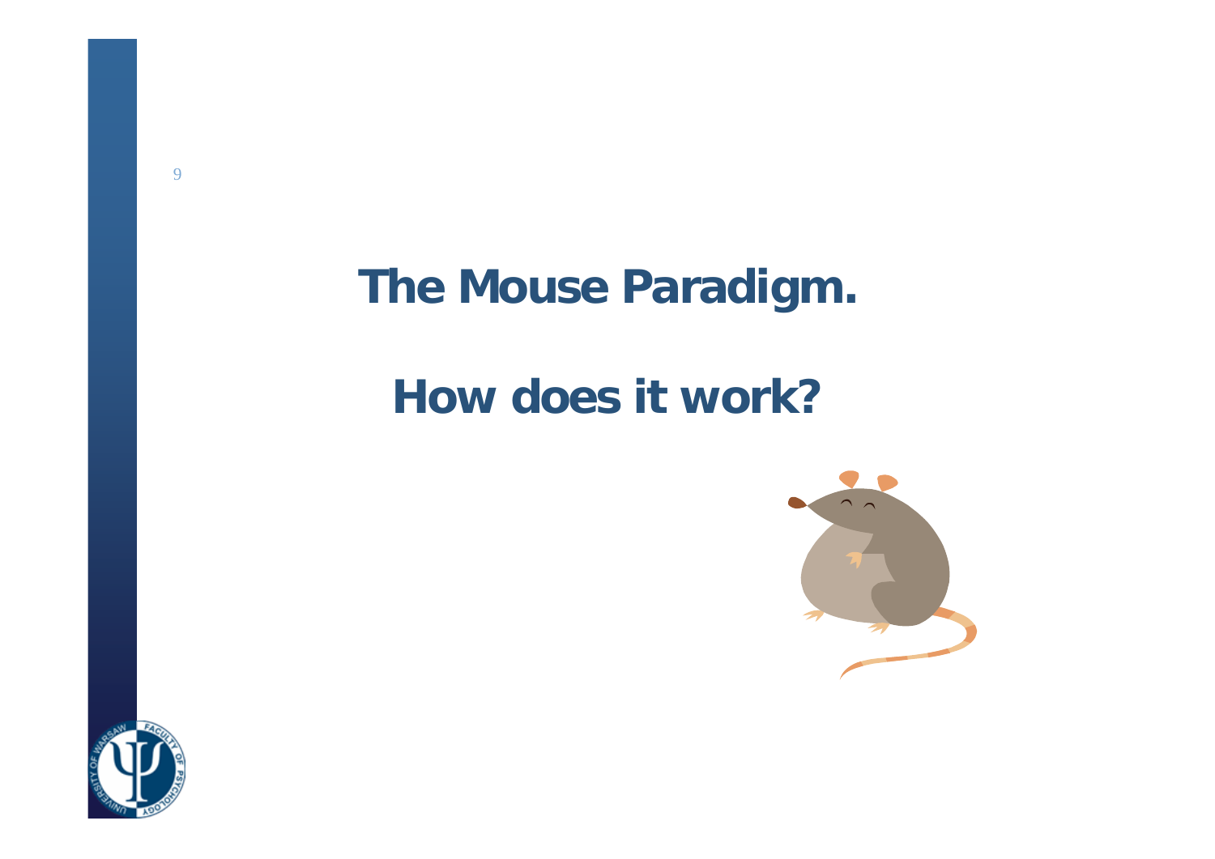# The Mouse Paradigm.

# How does it work?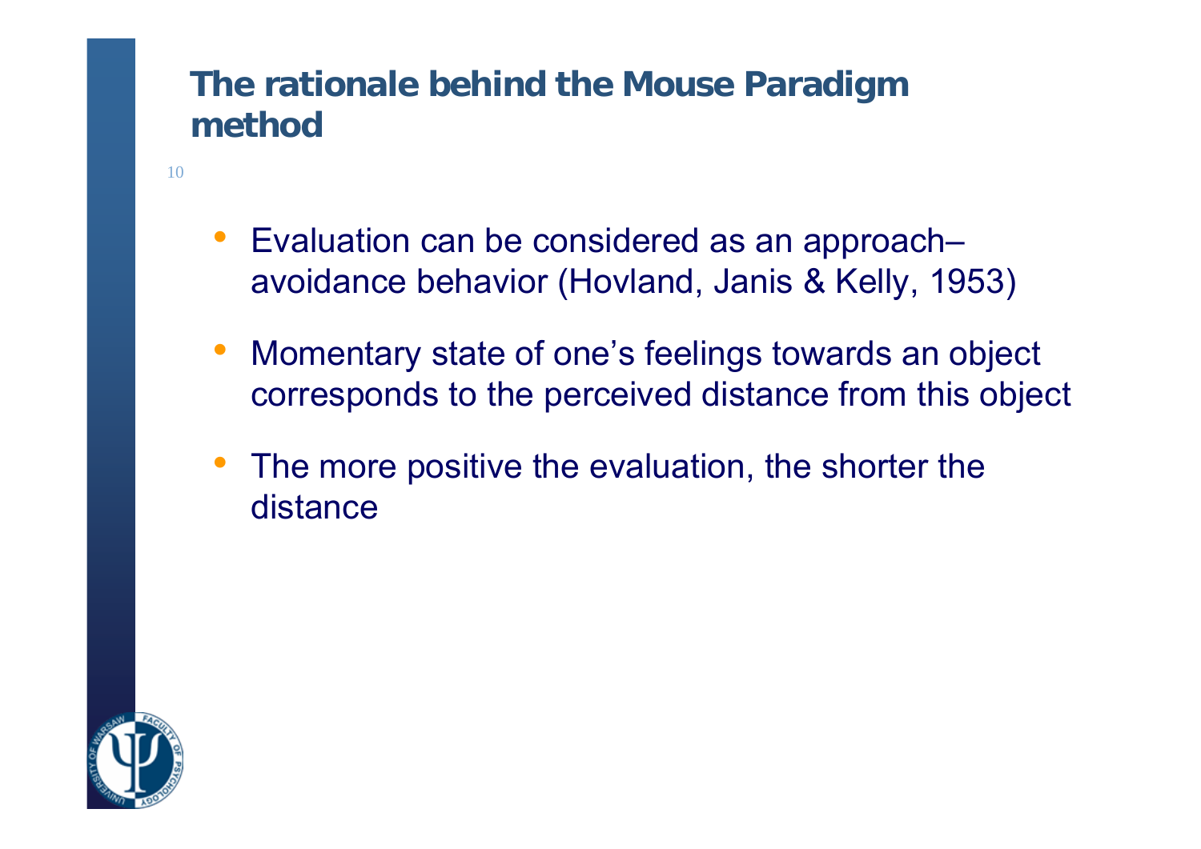# The rationale behind the Mouse Paradigm method

- Evaluation can be considered as an approach–avoidance behavior (Hovland, Janis & Kelly, 1953)
- Momentary state of one's feelings towards an object corresponds to the perceived distance from this object
- The more positive the evaluation, the shorter the distance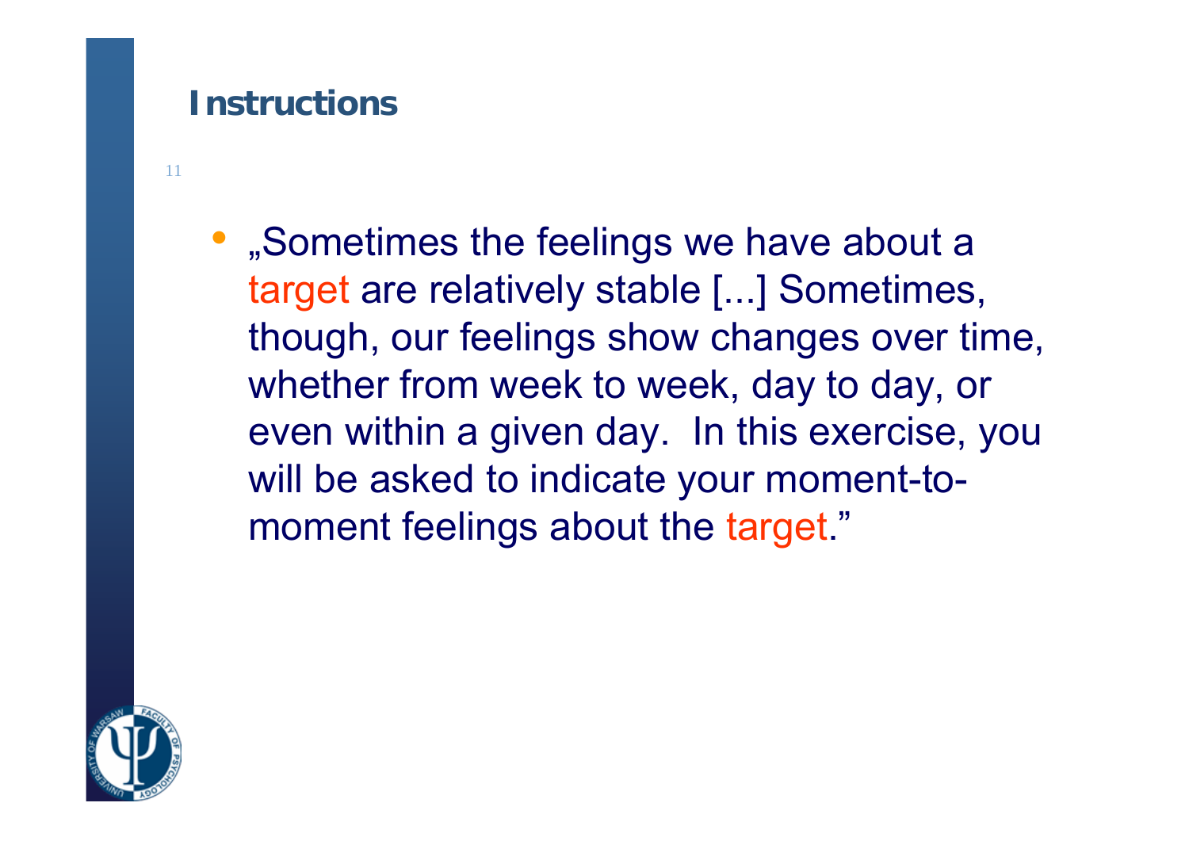## Instructions

- „Sometimes the feelings we have about a target are relatively stable [...] Sometimes, though, our feelings show changes over time, whether from week to week, day to day, or even within a given day. In this exercise, you will be asked to indicate your moment-to-moment feelings about the target."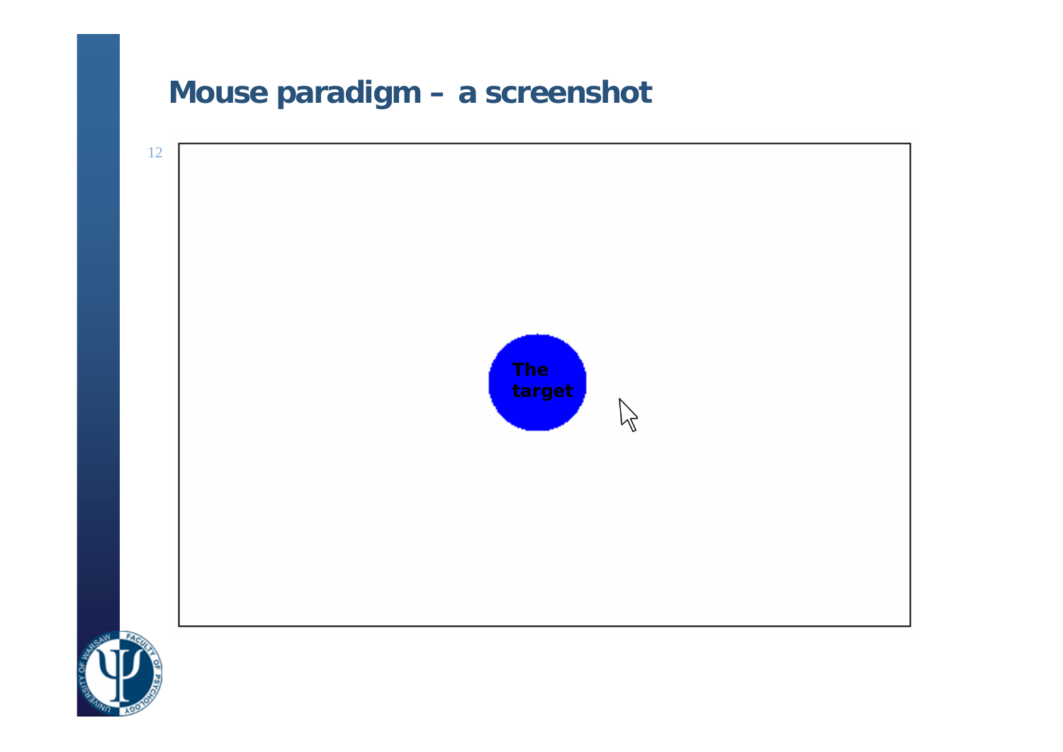# Mouse paradigm – a screenshot

The target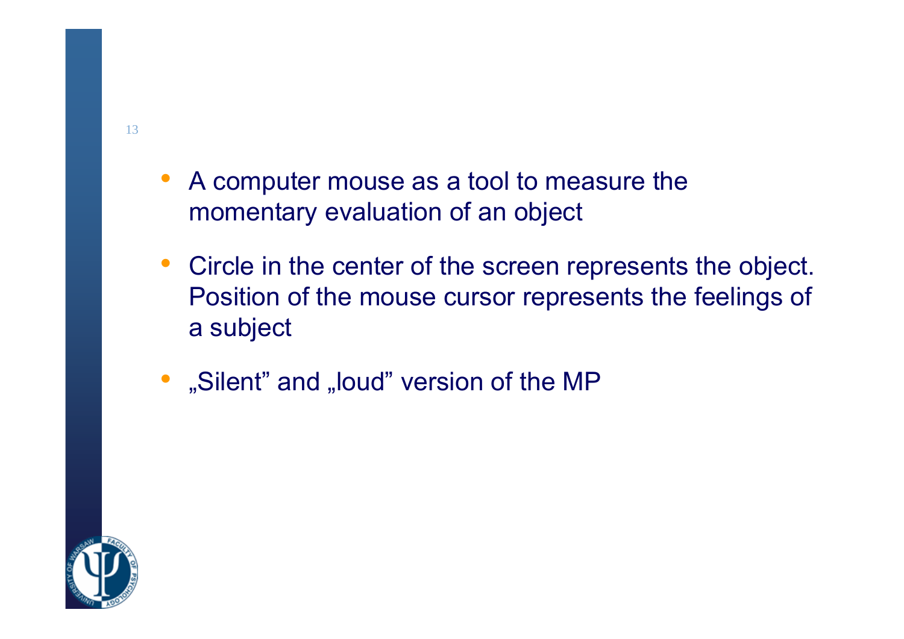- A computer mouse as a tool to measure the momentary evaluation of an object
- Circle in the center of the screen represents the object. Position of the mouse cursor represents the feelings of a subject
- „Silent” and „loud” version of the MP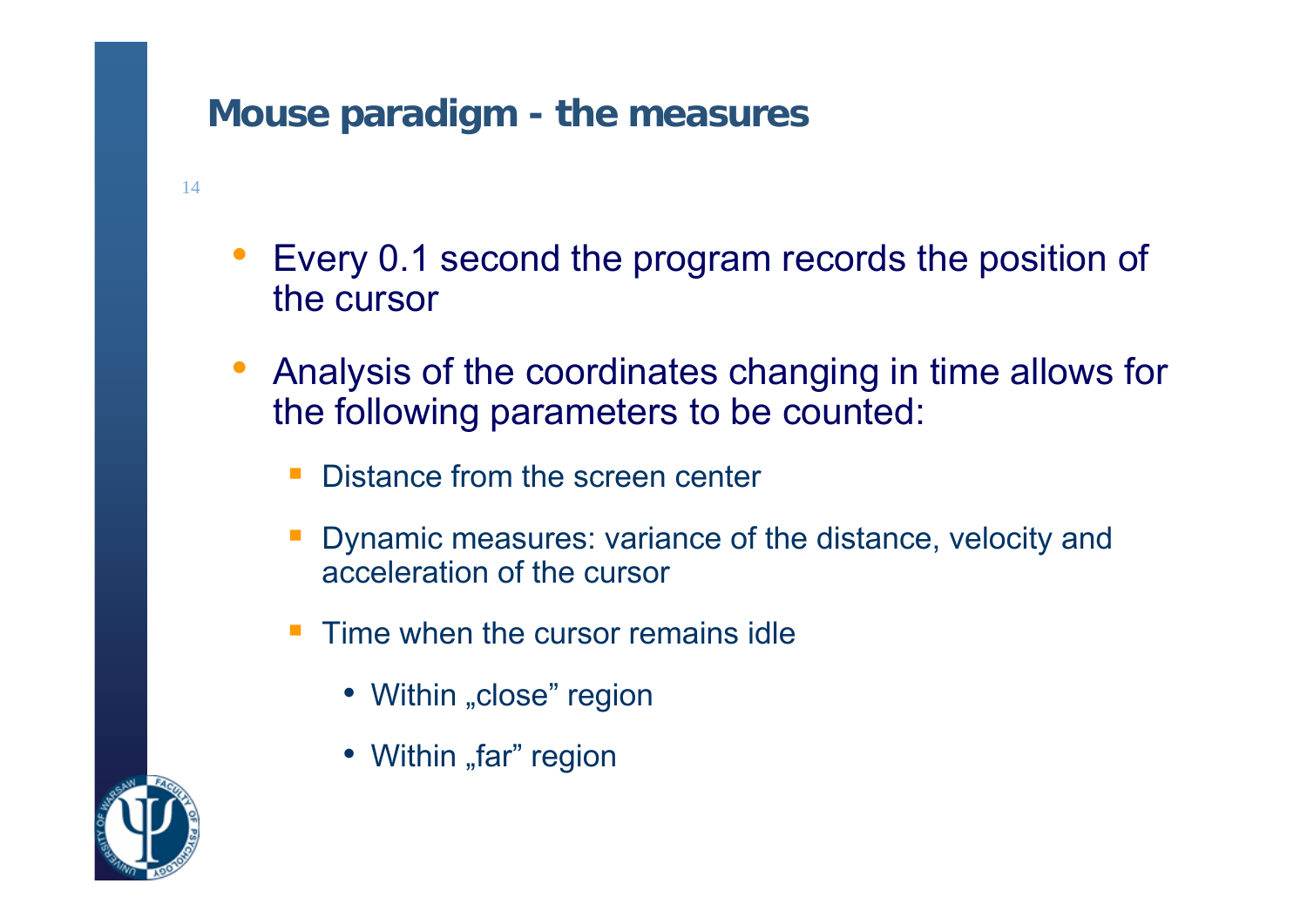## Mouse paradigm - the measures

- Every 0.1 second the program records the position of the cursor
- Analysis of the coordinates changing in time allows for the following parameters to be counted:
  - Distance from the screen center
  - Dynamic measures: variance of the distance, velocity and acceleration of the cursor
  - Time when the cursor remains idle
    - Within „close” region
    - Within „far” region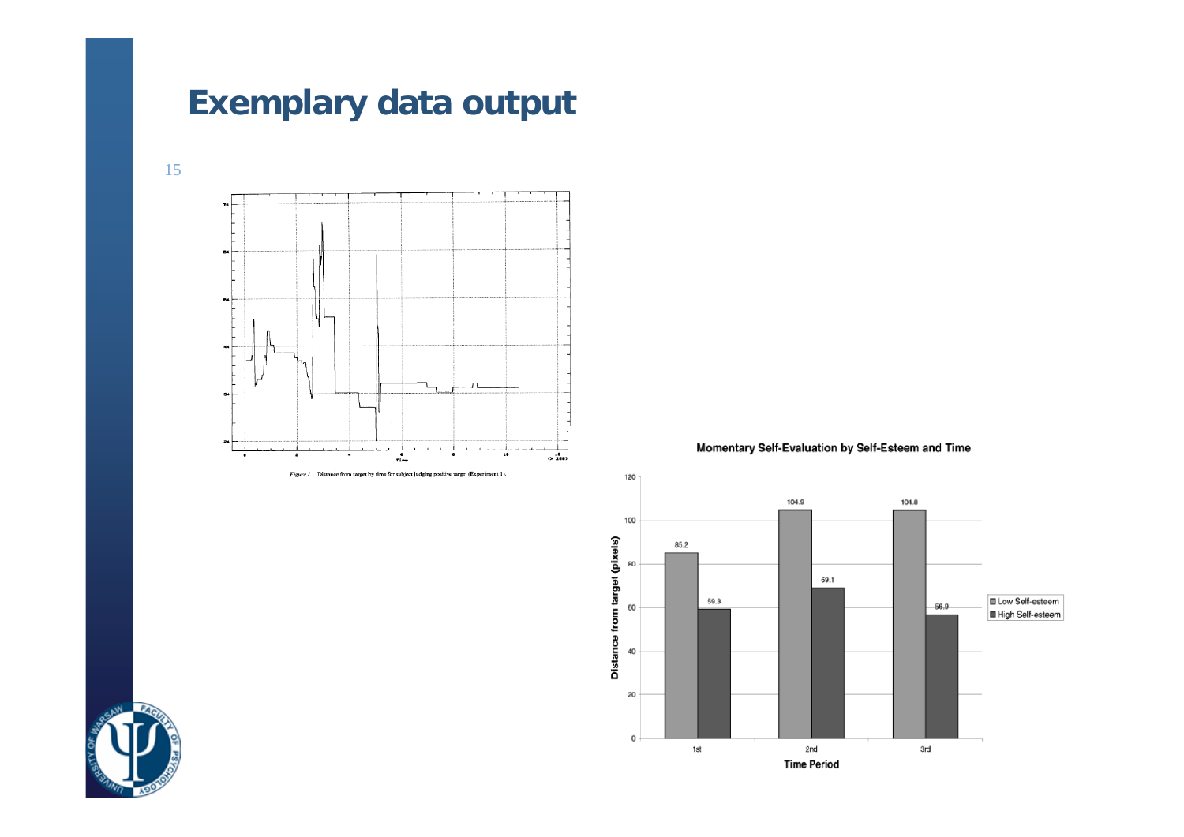# Exemplary data output

*Figure 1.* Distance from target by time for subject judging positive target (Experiment 1).

**Momentary Self-Evaluation by Self-Esteem and Time**

| Time Period | Low Self-esteem | High Self-esteem |
|---|---|---|
| 1st | 85.2 | 59.3 |
| 2nd | 104.9 | 69.1 |
| 3rd | 104.8 | 56.9 |

Distance from target (pixels)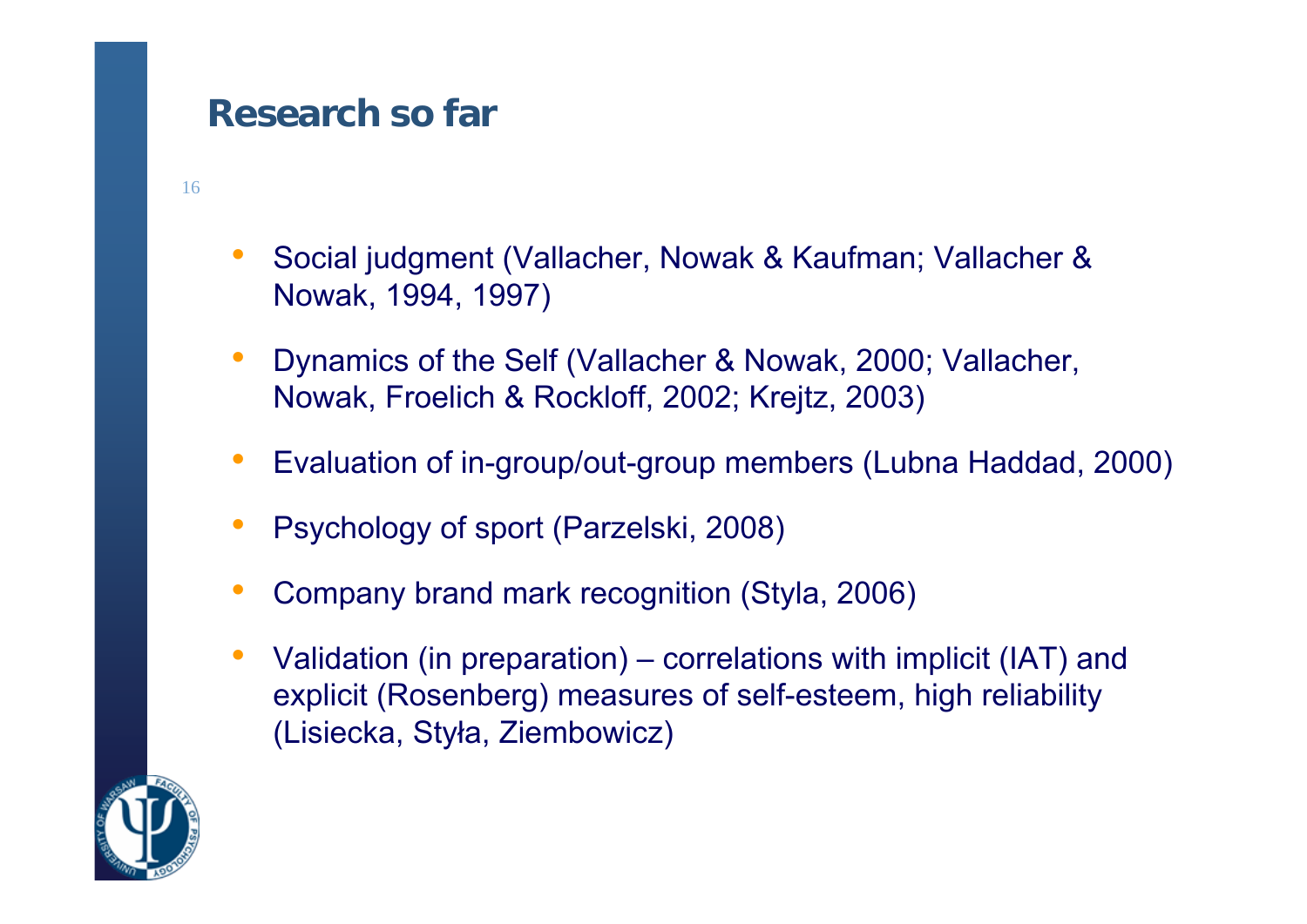## Research so far

- Social judgment (Vallacher, Nowak & Kaufman; Vallacher & Nowak, 1994, 1997)
- Dynamics of the Self (Vallacher & Nowak, 2000; Vallacher, Nowak, Froelich & Rockloff, 2002; Krejtz, 2003)
- Evaluation of in-group/out-group members (Lubna Haddad, 2000)
- Psychology of sport (Parzelski, 2008)
- Company brand mark recognition (Styla, 2006)
- Validation (in preparation) – correlations with implicit (IAT) and explicit (Rosenberg) measures of self-esteem, high reliability (Lisiecka, Styła, Ziembowicz)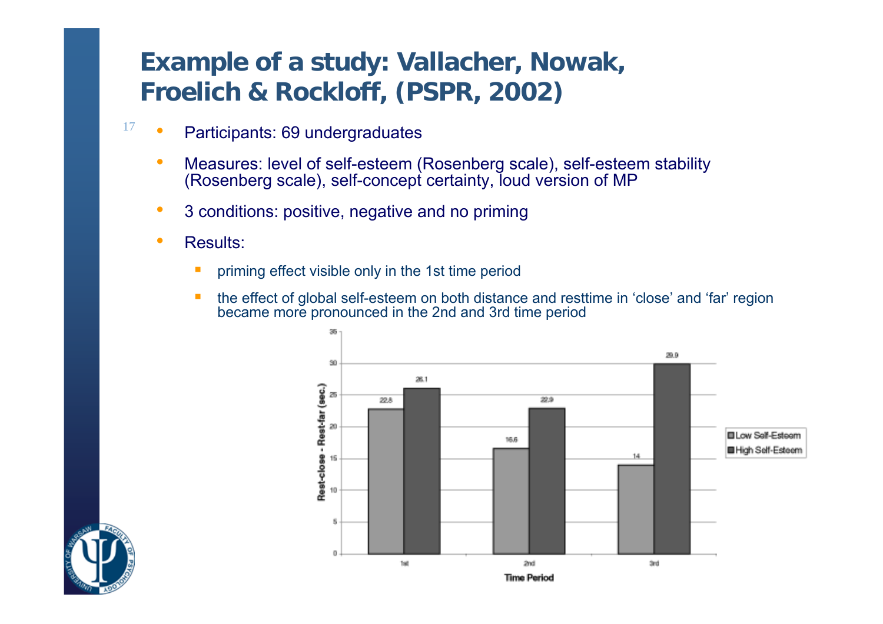# Example of a study: Vallacher, Nowak, Froelich & Rockloff, (PSPR, 2002)

- Participants: 69 undergraduates
- Measures: level of self-esteem (Rosenberg scale), self-esteem stability (Rosenberg scale), self-concept certainty, loud version of MP
- 3 conditions: positive, negative and no priming
- Results:
  - priming effect visible only in the 1st time period
  - the effect of global self-esteem on both distance and resttime in 'close' and 'far' region became more pronounced in the 2nd and 3rd time period

Rest-close - Rest-far (sec.)

| Time Period | Low Self-Esteem | High Self-Esteem |
|---|---|---|
| 1st | 22.8 | 26.1 |
| 2nd | 16.6 | 22.9 |
| 3rd | 14 | 29.9 |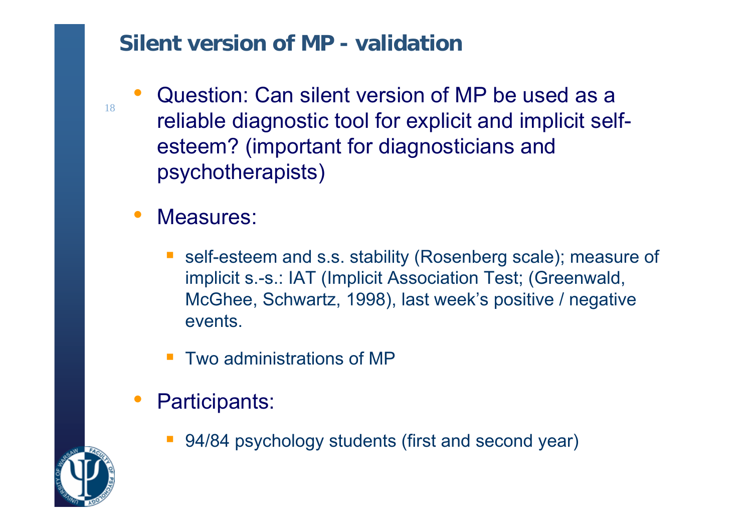## Silent version of MP - validation

- Question: Can silent version of MP be used as a reliable diagnostic tool for explicit and implicit self-esteem? (important for diagnosticians and psychotherapists)

- Measures:
  - self-esteem and s.s. stability (Rosenberg scale); measure of implicit s.-s.: IAT (Implicit Association Test; (Greenwald, McGhee, Schwartz, 1998), last week's positive / negative events.
  - Two administrations of MP

- Participants:
  - 94/84 psychology students (first and second year)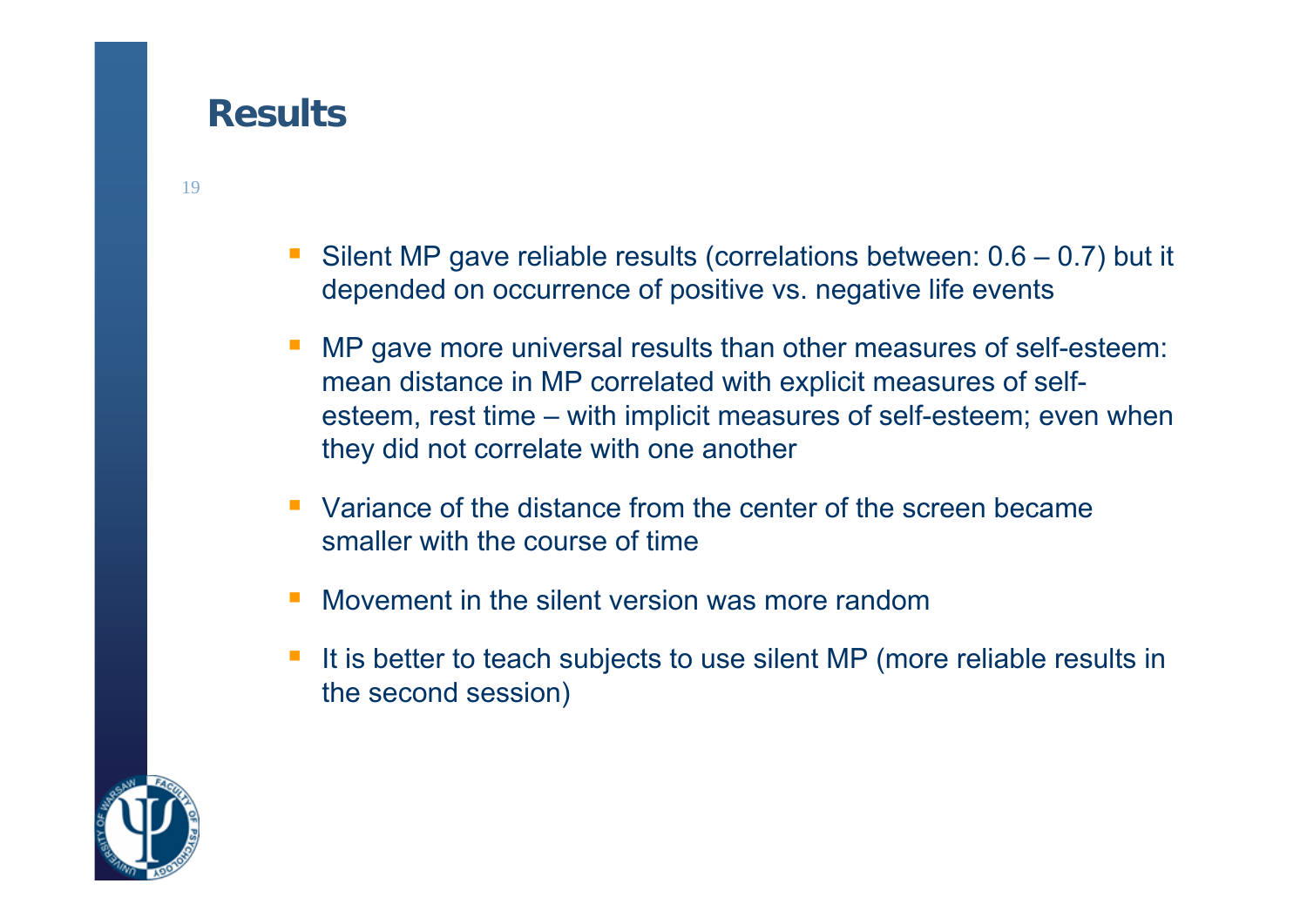## Results

- Silent MP gave reliable results (correlations between: 0.6 – 0.7) but it depended on occurrence of positive vs. negative life events
- MP gave more universal results than other measures of self-esteem: mean distance in MP correlated with explicit measures of self-esteem, rest time – with implicit measures of self-esteem; even when they did not correlate with one another
- Variance of the distance from the center of the screen became smaller with the course of time
- Movement in the silent version was more random
- It is better to teach subjects to use silent MP (more reliable results in the second session)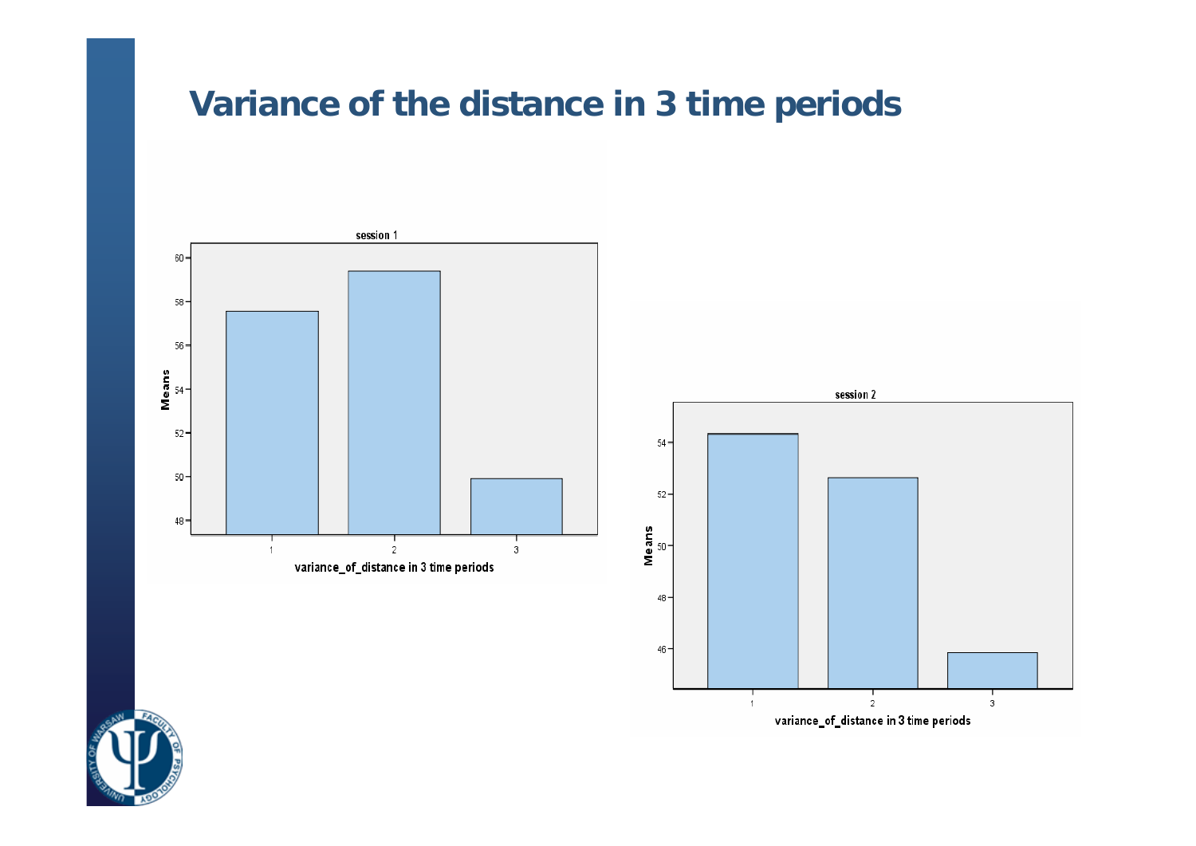# Variance of the distance in 3 time periods

session 1

Means

variance_of_distance in 3 time periods

session 2

Means

variance_of_distance in 3 time periods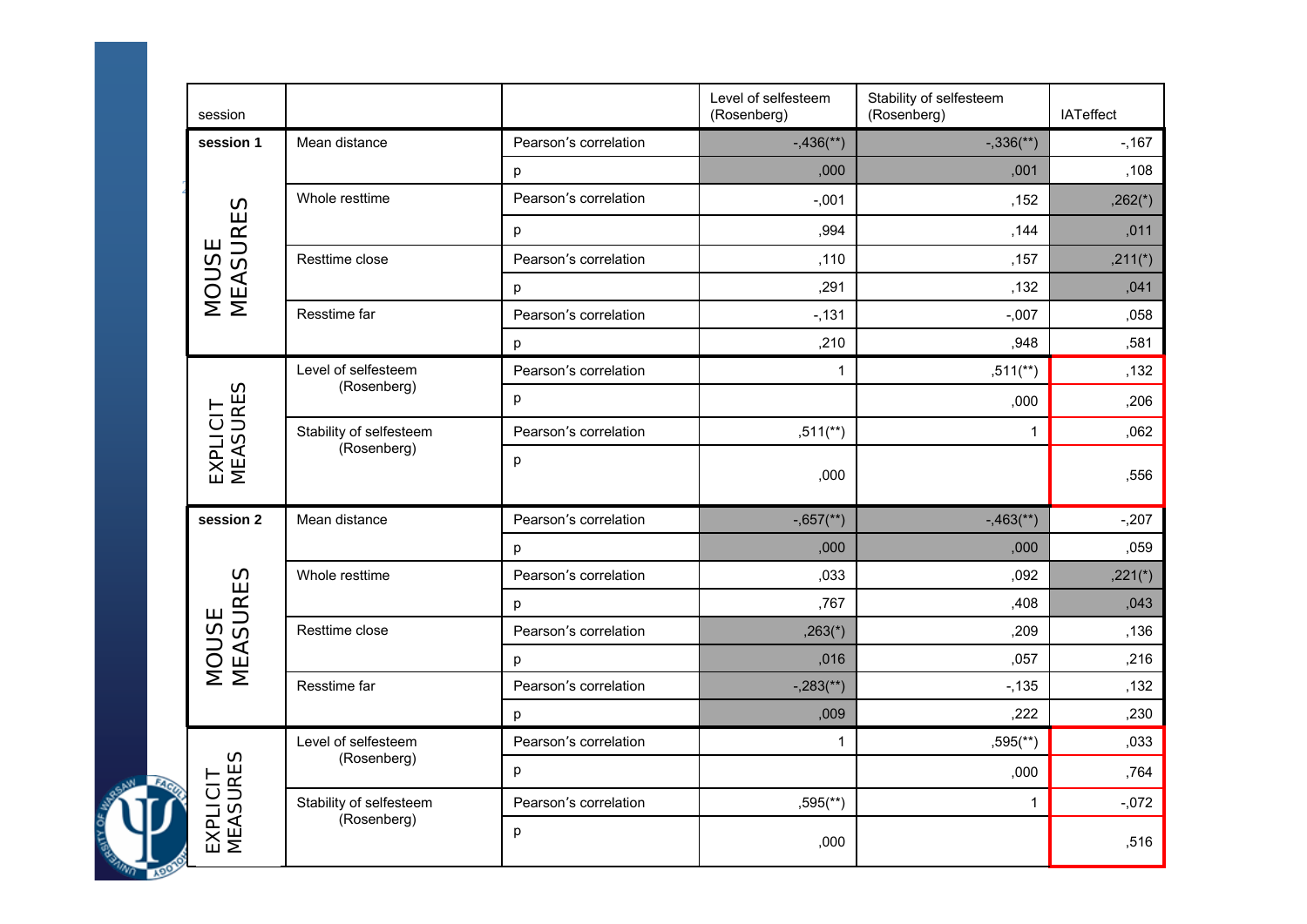| session | | | Level of selfesteem (Rosenberg) | Stability of selfesteem (Rosenberg) | IATeffect |
|---|---|---|---|---|---|
| session 1 MOUSE MEASURES | Mean distance | Pearson's correlation | -,436(**) | -,336(**) | -,167 |
| | | p | ,000 | ,001 | ,108 |
| | Whole resttime | Pearson's correlation | -,001 | ,152 | ,262(*) |
| | | p | ,994 | ,144 | ,011 |
| | Resttime close | Pearson's correlation | ,110 | ,157 | ,211(*) |
| | | p | ,291 | ,132 | ,041 |
| | Resstime far | Pearson's correlation | -,131 | -,007 | ,058 |
| | | p | ,210 | ,948 | ,581 |
| EXPLICIT MEASURES | Level of selfesteem (Rosenberg) | Pearson's correlation | 1 | ,511(**) | ,132 |
| | | p | | ,000 | ,206 |
| | Stability of selfesteem (Rosenberg) | Pearson's correlation | ,511(**) | 1 | ,062 |
| | | p | ,000 | | ,556 |
| session 2 MOUSE MEASURES | Mean distance | Pearson's correlation | -,657(**) | -,463(**) | -,207 |
| | | p | ,000 | ,000 | ,059 |
| | Whole resttime | Pearson's correlation | ,033 | ,092 | ,221(*) |
| | | p | ,767 | ,408 | ,043 |
| | Resttime close | Pearson's correlation | ,263(*) | ,209 | ,136 |
| | | p | ,016 | ,057 | ,216 |
| | Resstime far | Pearson's correlation | -,283(**) | -,135 | ,132 |
| | | p | ,009 | ,222 | ,230 |
| EXPLICIT MEASURES | Level of selfesteem (Rosenberg) | Pearson's correlation | 1 | ,595(**) | ,033 |
| | | p | | ,000 | ,764 |
| | Stability of selfesteem (Rosenberg) | Pearson's correlation | ,595(**) | 1 | -,072 |
| | | p | ,000 | | ,516 |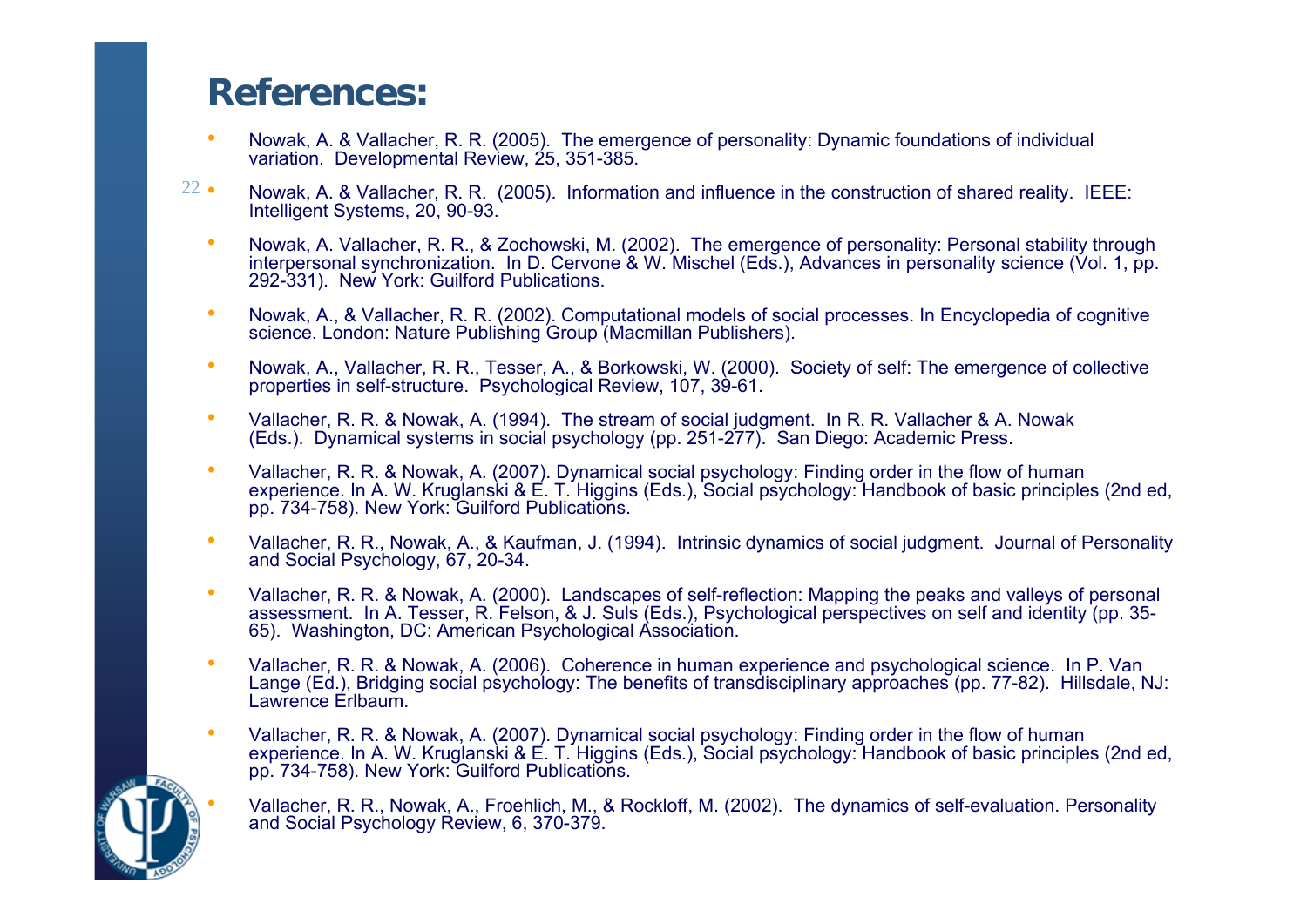# References:

- Nowak, A. & Vallacher, R. R. (2005). The emergence of personality: Dynamic foundations of individual variation. Developmental Review, 25, 351-385.
- Nowak, A. & Vallacher, R. R. (2005). Information and influence in the construction of shared reality. IEEE: Intelligent Systems, 20, 90-93.
- Nowak, A. Vallacher, R. R., & Zochowski, M. (2002). The emergence of personality: Personal stability through interpersonal synchronization. In D. Cervone & W. Mischel (Eds.), Advances in personality science (Vol. 1, pp. 292-331). New York: Guilford Publications.
- Nowak, A., & Vallacher, R. R. (2002). Computational models of social processes. In Encyclopedia of cognitive science. London: Nature Publishing Group (Macmillan Publishers).
- Nowak, A., Vallacher, R. R., Tesser, A., & Borkowski, W. (2000). Society of self: The emergence of collective properties in self-structure. Psychological Review, 107, 39-61.
- Vallacher, R. R. & Nowak, A. (1994). The stream of social judgment. In R. R. Vallacher & A. Nowak (Eds.). Dynamical systems in social psychology (pp. 251-277). San Diego: Academic Press.
- Vallacher, R. R. & Nowak, A. (2007). Dynamical social psychology: Finding order in the flow of human experience. In A. W. Kruglanski & E. T. Higgins (Eds.), Social psychology: Handbook of basic principles (2nd ed, pp. 734-758). New York: Guilford Publications.
- Vallacher, R. R., Nowak, A., & Kaufman, J. (1994). Intrinsic dynamics of social judgment. Journal of Personality and Social Psychology, 67, 20-34.
- Vallacher, R. R. & Nowak, A. (2000). Landscapes of self-reflection: Mapping the peaks and valleys of personal assessment. In A. Tesser, R. Felson, & J. Suls (Eds.), Psychological perspectives on self and identity (pp. 35-65). Washington, DC: American Psychological Association.
- Vallacher, R. R. & Nowak, A. (2006). Coherence in human experience and psychological science. In P. Van Lange (Ed.), Bridging social psychology: The benefits of transdisciplinary approaches (pp. 77-82). Hillsdale, NJ: Lawrence Erlbaum.
- Vallacher, R. R. & Nowak, A. (2007). Dynamical social psychology: Finding order in the flow of human experience. In A. W. Kruglanski & E. T. Higgins (Eds.), Social psychology: Handbook of basic principles (2nd ed, pp. 734-758). New York: Guilford Publications.
- Vallacher, R. R., Nowak, A., Froehlich, M., & Rockloff, M. (2002). The dynamics of self-evaluation. Personality and Social Psychology Review, 6, 370-379.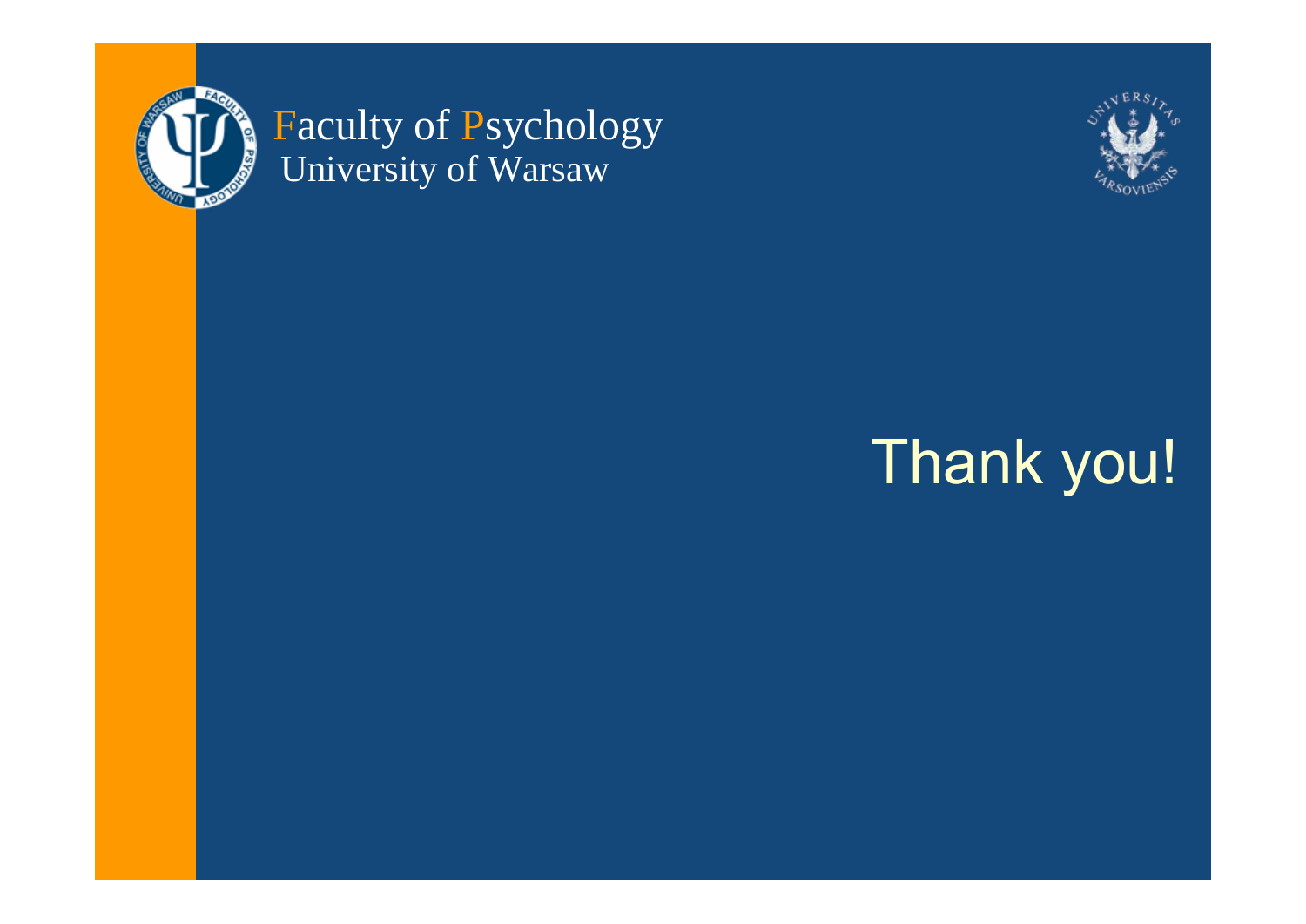Faculty of Psychology
University of Warsaw

# Thank you!